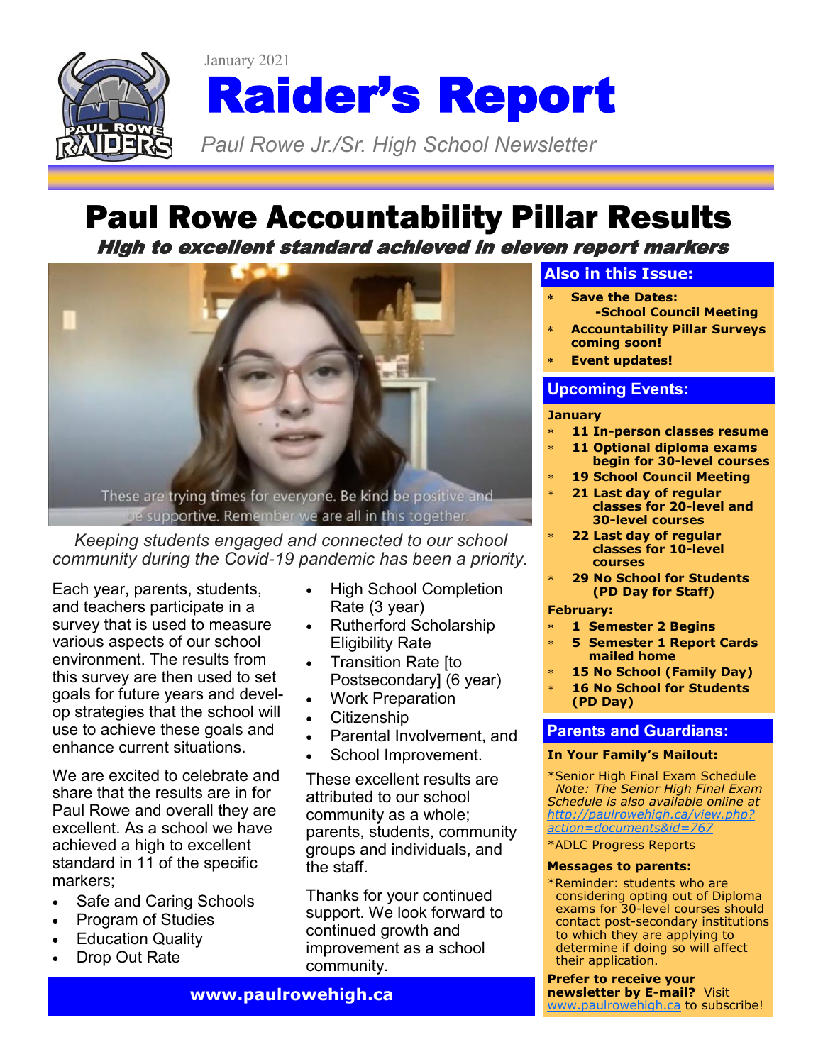January 2021

# Raider's Report

*Paul Rowe Jr./Sr. High School Newsletter*

## Paul Rowe Accountability Pillar Results

### *High to excellent standard achieved in eleven report markers*

These are trying times for everyone. Be kind be positive and be supportive. Remember we are all in this together.

*Keeping students engaged and connected to our school community during the Covid-19 pandemic has been a priority.*

Each year, parents, students, and teachers participate in a survey that is used to measure various aspects of our school environment. The results from this survey are then used to set goals for future years and develop strategies that the school will use to achieve these goals and enhance current situations.

We are excited to celebrate and share that the results are in for Paul Rowe and overall they are excellent. As a school we have achieved a high to excellent standard in 11 of the specific markers;

- Safe and Caring Schools
- Program of Studies
- Education Quality
- Drop Out Rate
- High School Completion Rate (3 year)
- Rutherford Scholarship Eligibility Rate
- Transition Rate [to Postsecondary] (6 year)
- Work Preparation
- Citizenship
- Parental Involvement, and
- School Improvement.

These excellent results are attributed to our school community as a whole; parents, students, community groups and individuals, and the staff.

Thanks for your continued support. We look forward to continued growth and improvement as a school community.

**www.paulrowehigh.ca**

## Also in this Issue:

- **Save the Dates:**
  **-School Council Meeting**
- **Accountability Pillar Surveys coming soon!**
- **Event updates!**

## Upcoming Events:

**January**

- **11 In-person classes resume**
- **11 Optional diploma exams begin for 30-level courses**
- **19 School Council Meeting**
- **21 Last day of regular classes for 20-level and 30-level courses**
- **22 Last day of regular classes for 10-level courses**
- **29 No School for Students (PD Day for Staff)**

**February:**

- **1 Semester 2 Begins**
- **5 Semester 1 Report Cards mailed home**
- **15 No School (Family Day)**
- **16 No School for Students (PD Day)**

## Parents and Guardians:

**In Your Family's Mailout:**

*Senior High Final Exam Schedule
*Note: The Senior High Final Exam Schedule is also available online at [http://paulrowehigh.ca/view.php?action=documents&id=767](http://paulrowehigh.ca/view.php?action=documents&id=767)*

*ADLC Progress Reports

**Messages to parents:**

*Reminder: students who are considering opting out of Diploma exams for 30-level courses should contact post-secondary institutions to which they are applying to determine if doing so will affect their application.

**Prefer to receive your newsletter by E-mail?** Visit [www.paulrowehigh.ca](http://www.paulrowehigh.ca) to subscribe!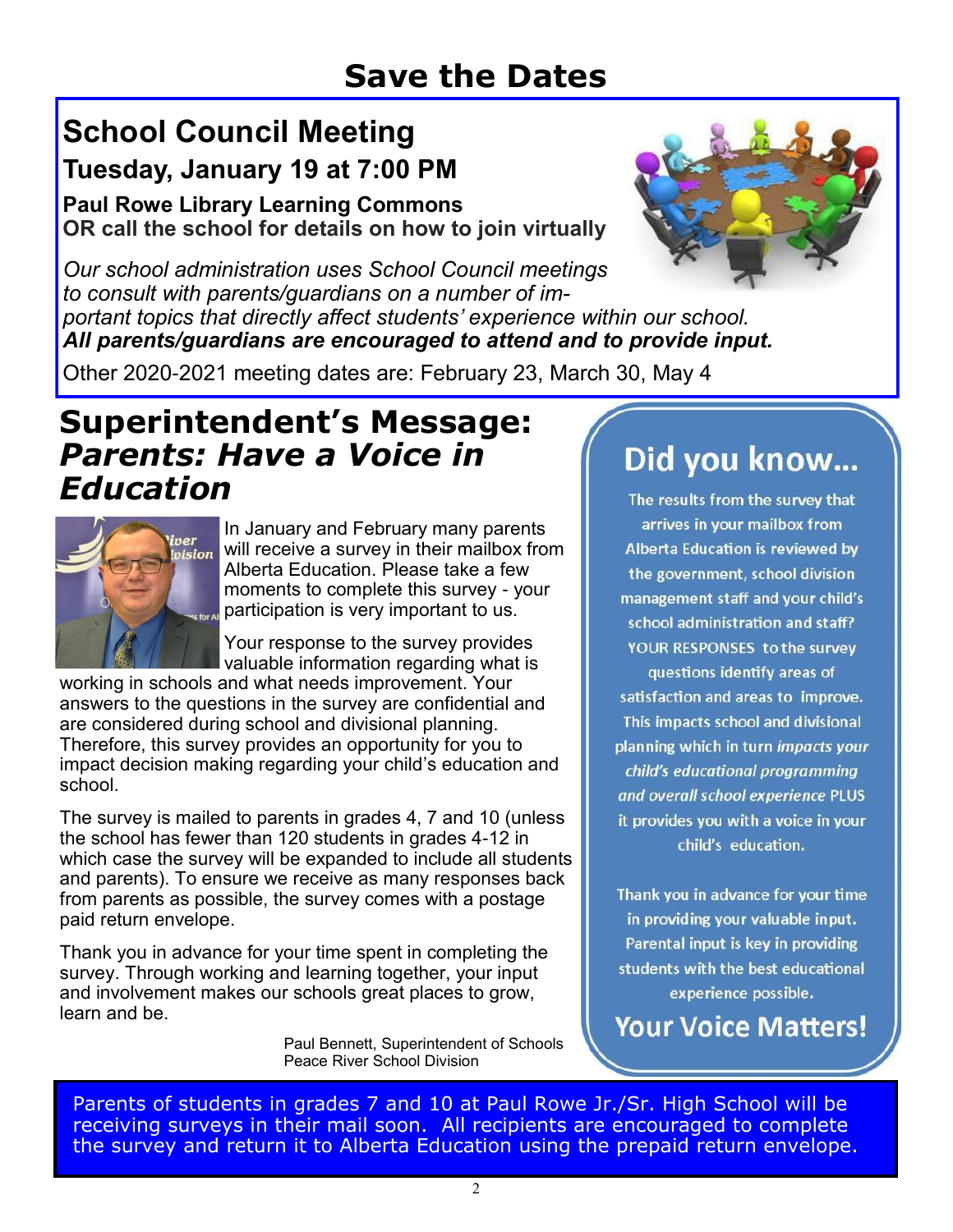# Save the Dates

## School Council Meeting

### Tuesday, January 19 at 7:00 PM

**Paul Rowe Library Learning Commons**
**OR call the school for details on how to join virtually**

*Our school administration uses School Council meetings to consult with parents/guardians on a number of important topics that directly affect students' experience within our school.*
***All parents/guardians are encouraged to attend and to provide input.***

Other 2020-2021 meeting dates are: February 23, March 30, May 4

## Superintendent's Message: *Parents: Have a Voice in Education*

In January and February many parents will receive a survey in their mailbox from Alberta Education. Please take a few moments to complete this survey - your participation is very important to us.

Your response to the survey provides valuable information regarding what is working in schools and what needs improvement. Your answers to the questions in the survey are confidential and are considered during school and divisional planning. Therefore, this survey provides an opportunity for you to impact decision making regarding your child's education and school.

The survey is mailed to parents in grades 4, 7 and 10 (unless the school has fewer than 120 students in grades 4-12 in which case the survey will be expanded to include all students and parents). To ensure we receive as many responses back from parents as possible, the survey comes with a postage paid return envelope.

Thank you in advance for your time spent in completing the survey. Through working and learning together, your input and involvement makes our schools great places to grow, learn and be.

Paul Bennett, Superintendent of Schools
Peace River School Division

## Did you know...

The results from the survey that arrives in your mailbox from Alberta Education is reviewed by the government, school division management staff and your child's school administration and staff? YOUR RESPONSES to the survey questions identify areas of satisfaction and areas to improve. This impacts school and divisional planning which in turn *impacts your child's educational programming and overall school experience* PLUS it provides you with a voice in your child's education.

Thank you in advance for your time in providing your valuable input. Parental input is key in providing students with the best educational experience possible.

**Your Voice Matters!**

Parents of students in grades 7 and 10 at Paul Rowe Jr./Sr. High School will be receiving surveys in their mail soon. All recipients are encouraged to complete the survey and return it to Alberta Education using the prepaid return envelope.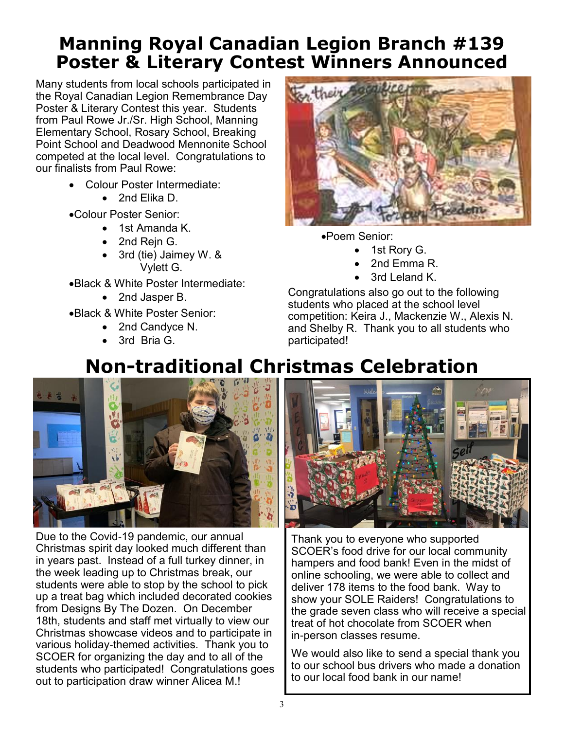# Manning Royal Canadian Legion Branch #139 Poster & Literary Contest Winners Announced

Many students from local schools participated in the Royal Canadian Legion Remembrance Day Poster & Literary Contest this year. Students from Paul Rowe Jr./Sr. High School, Manning Elementary School, Rosary School, Breaking Point School and Deadwood Mennonite School competed at the local level. Congratulations to our finalists from Paul Rowe:

- Colour Poster Intermediate:
  - 2nd Elika D.
- Colour Poster Senior:
  - 1st Amanda K.
  - 2nd Rejn G.
  - 3rd (tie) Jaimey W. & Vylett G.
- Black & White Poster Intermediate:
  - 2nd Jasper B.
- Black & White Poster Senior:
  - 2nd Candyce N.
  - 3rd Bria G.
- Poem Senior:
  - 1st Rory G.
  - 2nd Emma R.
  - 3rd Leland K.

Congratulations also go out to the following students who placed at the school level competition: Keira J., Mackenzie W., Alexis N. and Shelby R. Thank you to all students who participated!

# Non-traditional Christmas Celebration

Due to the Covid-19 pandemic, our annual Christmas spirit day looked much different than in years past. Instead of a full turkey dinner, in the week leading up to Christmas break, our students were able to stop by the school to pick up a treat bag which included decorated cookies from Designs By The Dozen. On December 18th, students and staff met virtually to view our Christmas showcase videos and to participate in various holiday-themed activities. Thank you to SCOER for organizing the day and to all of the students who participated! Congratulations goes out to participation draw winner Alicea M.!

Thank you to everyone who supported SCOER's food drive for our local community hampers and food bank! Even in the midst of online schooling, we were able to collect and deliver 178 items to the food bank. Way to show your SOLE Raiders! Congratulations to the grade seven class who will receive a special treat of hot chocolate from SCOER when in-person classes resume.

We would also like to send a special thank you to our school bus drivers who made a donation to our local food bank in our name!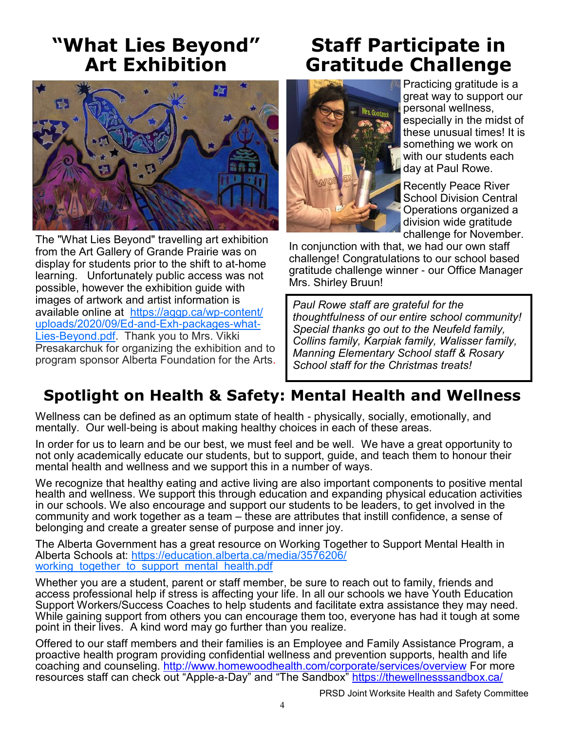# "What Lies Beyond" Art Exhibition

The "What Lies Beyond" travelling art exhibition from the Art Gallery of Grande Prairie was on display for students prior to the shift to at-home learning. Unfortunately public access was not possible, however the exhibition guide with images of artwork and artist information is available online at https://aggp.ca/wp-content/uploads/2020/09/Ed-and-Exh-packages-what-Lies-Beyond.pdf. Thank you to Mrs. Vikki Presakarchuk for organizing the exhibition and to program sponsor Alberta Foundation for the Arts.

# Staff Participate in Gratitude Challenge

Practicing gratitude is a great way to support our personal wellness, especially in the midst of these unusual times! It is something we work on with our students each day at Paul Rowe.

Recently Peace River School Division Central Operations organized a division wide gratitude challenge for November. In conjunction with that, we had our own staff challenge! Congratulations to our school based gratitude challenge winner - our Office Manager Mrs. Shirley Bruun!

*Paul Rowe staff are grateful for the thoughtfulness of our entire school community! Special thanks go out to the Neufeld family, Collins family, Karpiak family, Walisser family, Manning Elementary School staff & Rosary School staff for the Christmas treats!*

## Spotlight on Health & Safety: Mental Health and Wellness

Wellness can be defined as an optimum state of health - physically, socially, emotionally, and mentally. Our well-being is about making healthy choices in each of these areas.

In order for us to learn and be our best, we must feel and be well. We have a great opportunity to not only academically educate our students, but to support, guide, and teach them to honour their mental health and wellness and we support this in a number of ways.

We recognize that healthy eating and active living are also important components to positive mental health and wellness. We support this through education and expanding physical education activities in our schools. We also encourage and support our students to be leaders, to get involved in the community and work together as a team – these are attributes that instill confidence, a sense of belonging and create a greater sense of purpose and inner joy.

The Alberta Government has a great resource on Working Together to Support Mental Health in Alberta Schools at: https://education.alberta.ca/media/3576206/working_together_to_support_mental_health.pdf

Whether you are a student, parent or staff member, be sure to reach out to family, friends and access professional help if stress is affecting your life. In all our schools we have Youth Education Support Workers/Success Coaches to help students and facilitate extra assistance they may need. While gaining support from others you can encourage them too, everyone has had it tough at some point in their lives. A kind word may go further than you realize.

Offered to our staff members and their families is an Employee and Family Assistance Program, a proactive health program providing confidential wellness and prevention supports, health and life coaching and counseling. http://www.homewoodhealth.com/corporate/services/overview For more resources staff can check out "Apple-a-Day" and "The Sandbox" https://thewellnesssandbox.ca/

PRSD Joint Worksite Health and Safety Committee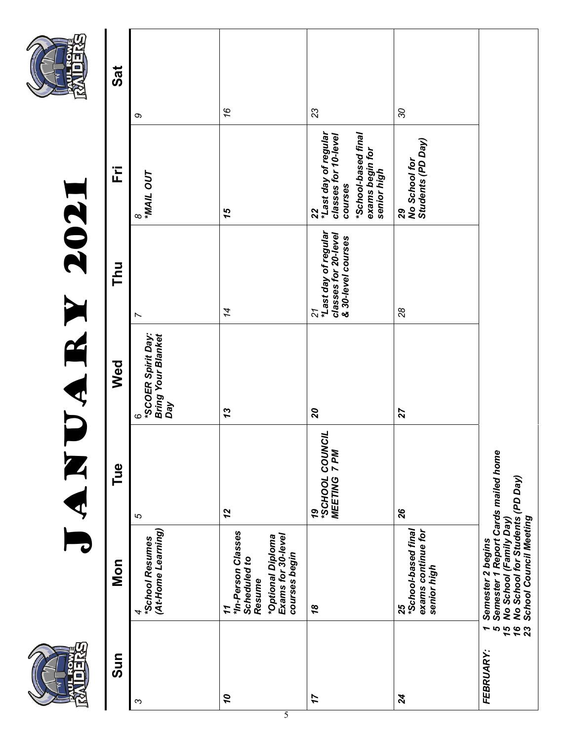# JANUARY 2021

| Sun | Mon | Tue | Wed | Thu | Fri | Sat |
|---|---|---|---|---|---|---|
| 3 | 4 *School Resumes (At-Home Learning) | 5 | 6 *SCOER Spirit Day: Bring Your Blanket Day | 7 | 8 *MAIL OUT | 9 |
| 10 | 11 *In-Person Classes Scheduled to Resume *Optional Diploma Exams for 30-level courses begin | 12 | 13 | 14 | 15 | 16 |
| 17 | 18 | 19 *SCHOOL COUNCIL MEETING 7 PM | 20 | 21 *Last day of regular classes for 20-level & 30-level courses | 22 *Last day of regular classes for 10-level courses *School-based final exams begin for senior high | 23 |
| 24 | 25 *School-based final exams continue for senior high | 26 | 27 | 28 | 29 No School for Students (PD Day) | 30 |

**FEBRUARY:**
- 1 Semester 2 begins
- 5 Semester 1 Report Cards mailed home
- 15 No School (Family Day)
- 16 No School for Students (PD Day)
- 23 School Council Meeting